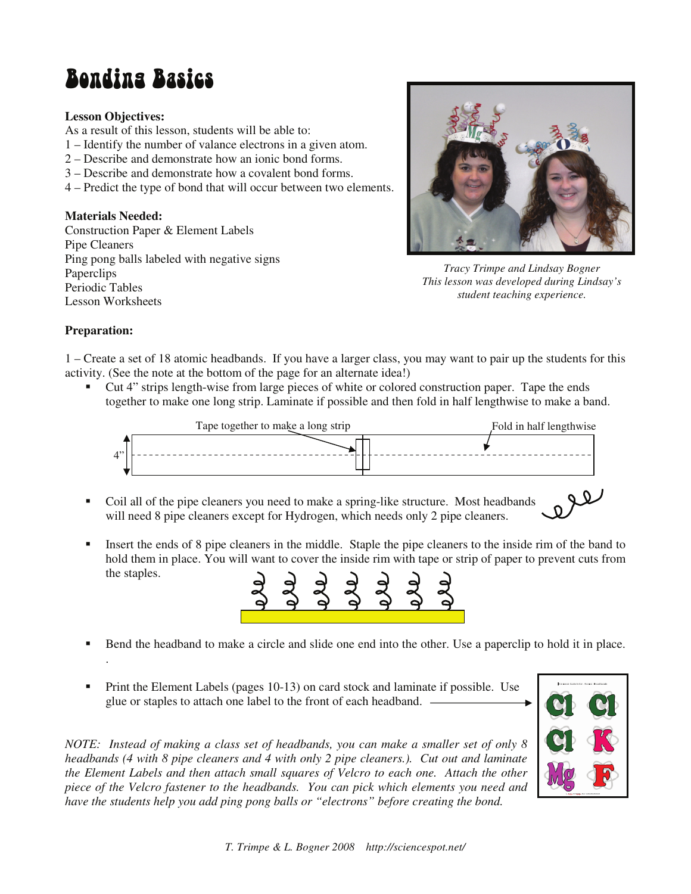# Bonding Basics

**Lesson Objectives:**
As a result of this lesson, students will be able to:
1 – Identify the number of valance electrons in a given atom.
2 – Describe and demonstrate how an ionic bond forms.
3 – Describe and demonstrate how a covalent bond forms.
4 – Predict the type of bond that will occur between two elements.

**Materials Needed:**
Construction Paper & Element Labels
Pipe Cleaners
Ping pong balls labeled with negative signs
Paperclips
Periodic Tables
Lesson Worksheets

*Tracy Trimpe and Lindsay Bogner*
*This lesson was developed during Lindsay's student teaching experience.*

**Preparation:**

1 – Create a set of 18 atomic headbands. If you have a larger class, you may want to pair up the students for this activity. (See the note at the bottom of the page for an alternate idea!)

- Cut 4" strips length-wise from large pieces of white or colored construction paper. Tape the ends together to make one long strip. Laminate if possible and then fold in half lengthwise to make a band.

Tape together to make a long strip — Fold in half lengthwise — 4"

- Coil all of the pipe cleaners you need to make a spring-like structure. Most headbands will need 8 pipe cleaners except for Hydrogen, which needs only 2 pipe cleaners.

- Insert the ends of 8 pipe cleaners in the middle. Staple the pipe cleaners to the inside rim of the band to hold them in place. You will want to cover the inside rim with tape or strip of paper to prevent cuts from the staples.

- Bend the headband to make a circle and slide one end into the other. Use a paperclip to hold it in place.

- Print the Element Labels (pages 10-13) on card stock and laminate if possible. Use glue or staples to attach one label to the front of each headband.

*NOTE: Instead of making a class set of headbands, you can make a smaller set of only 8 headbands (4 with 8 pipe cleaners and 4 with only 2 pipe cleaners.). Cut out and laminate the Element Labels and then attach small squares of Velcro to each one. Attach the other piece of the Velcro fastener to the headbands. You can pick which elements you need and have the students help you add ping pong balls or "electrons" before creating the bond.*

T. Trimpe & L. Bogner 2008 http://sciencespot.net/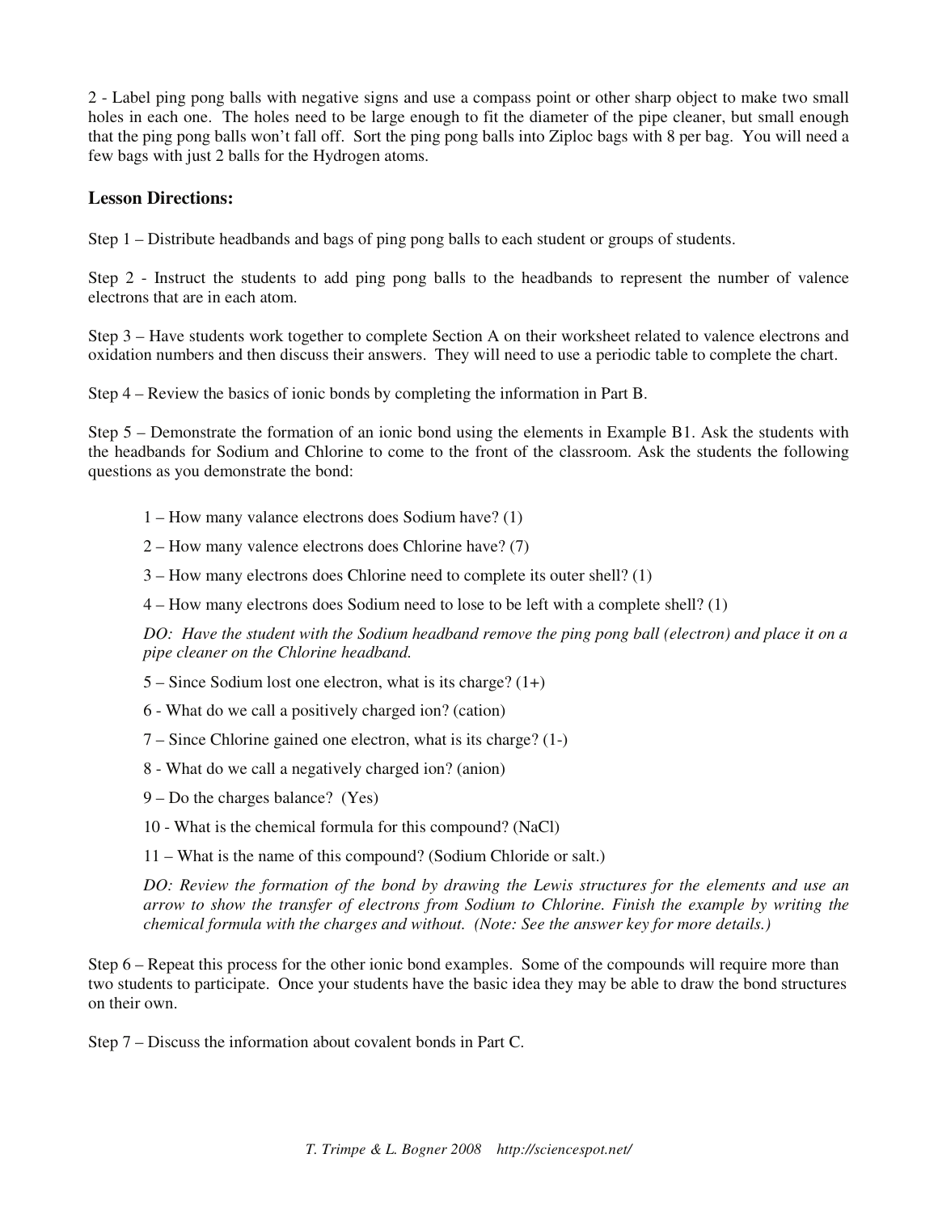2 - Label ping pong balls with negative signs and use a compass point or other sharp object to make two small holes in each one. The holes need to be large enough to fit the diameter of the pipe cleaner, but small enough that the ping pong balls won't fall off. Sort the ping pong balls into Ziploc bags with 8 per bag. You will need a few bags with just 2 balls for the Hydrogen atoms.

### Lesson Directions:

Step 1 – Distribute headbands and bags of ping pong balls to each student or groups of students.

Step 2 - Instruct the students to add ping pong balls to the headbands to represent the number of valence electrons that are in each atom.

Step 3 – Have students work together to complete Section A on their worksheet related to valence electrons and oxidation numbers and then discuss their answers. They will need to use a periodic table to complete the chart.

Step 4 – Review the basics of ionic bonds by completing the information in Part B.

Step 5 – Demonstrate the formation of an ionic bond using the elements in Example B1. Ask the students with the headbands for Sodium and Chlorine to come to the front of the classroom. Ask the students the following questions as you demonstrate the bond:

1 – How many valance electrons does Sodium have? (1)

2 – How many valence electrons does Chlorine have? (7)

3 – How many electrons does Chlorine need to complete its outer shell? (1)

4 – How many electrons does Sodium need to lose to be left with a complete shell? (1)

*DO: Have the student with the Sodium headband remove the ping pong ball (electron) and place it on a pipe cleaner on the Chlorine headband.*

5 – Since Sodium lost one electron, what is its charge? (1+)

6 - What do we call a positively charged ion? (cation)

7 – Since Chlorine gained one electron, what is its charge? (1-)

8 - What do we call a negatively charged ion? (anion)

9 – Do the charges balance? (Yes)

10 - What is the chemical formula for this compound? (NaCl)

11 – What is the name of this compound? (Sodium Chloride or salt.)

*DO: Review the formation of the bond by drawing the Lewis structures for the elements and use an arrow to show the transfer of electrons from Sodium to Chlorine. Finish the example by writing the chemical formula with the charges and without. (Note: See the answer key for more details.)*

Step 6 – Repeat this process for the other ionic bond examples. Some of the compounds will require more than two students to participate. Once your students have the basic idea they may be able to draw the bond structures on their own.

Step 7 – Discuss the information about covalent bonds in Part C.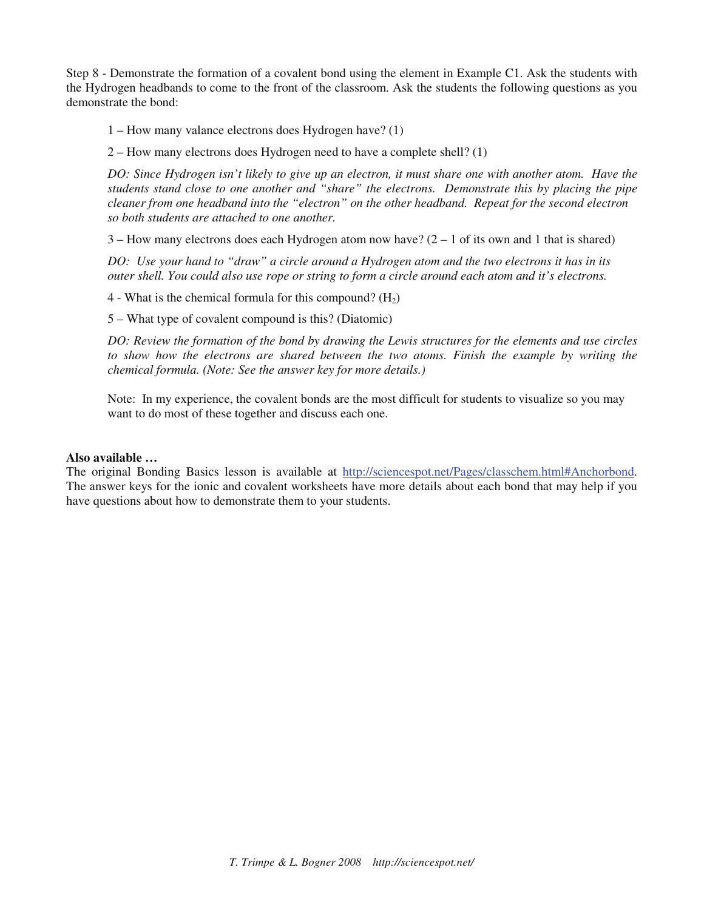Step 8 - Demonstrate the formation of a covalent bond using the element in Example C1. Ask the students with the Hydrogen headbands to come to the front of the classroom. Ask the students the following questions as you demonstrate the bond:

1 – How many valance electrons does Hydrogen have? (1)

2 – How many electrons does Hydrogen need to have a complete shell? (1)

*DO: Since Hydrogen isn't likely to give up an electron, it must share one with another atom. Have the students stand close to one another and "share" the electrons. Demonstrate this by placing the pipe cleaner from one headband into the "electron" on the other headband. Repeat for the second electron so both students are attached to one another.*

3 – How many electrons does each Hydrogen atom now have? (2 – 1 of its own and 1 that is shared)

*DO: Use your hand to "draw" a circle around a Hydrogen atom and the two electrons it has in its outer shell. You could also use rope or string to form a circle around each atom and it's electrons.*

4 - What is the chemical formula for this compound? ($H_2$)

5 – What type of covalent compound is this? (Diatomic)

*DO: Review the formation of the bond by drawing the Lewis structures for the elements and use circles to show how the electrons are shared between the two atoms. Finish the example by writing the chemical formula. (Note: See the answer key for more details.)*

Note: In my experience, the covalent bonds are the most difficult for students to visualize so you may want to do most of these together and discuss each one.

**Also available …**

The original Bonding Basics lesson is available at http://sciencespot.net/Pages/classchem.html#Anchorbond. The answer keys for the ionic and covalent worksheets have more details about each bond that may help if you have questions about how to demonstrate them to your students.